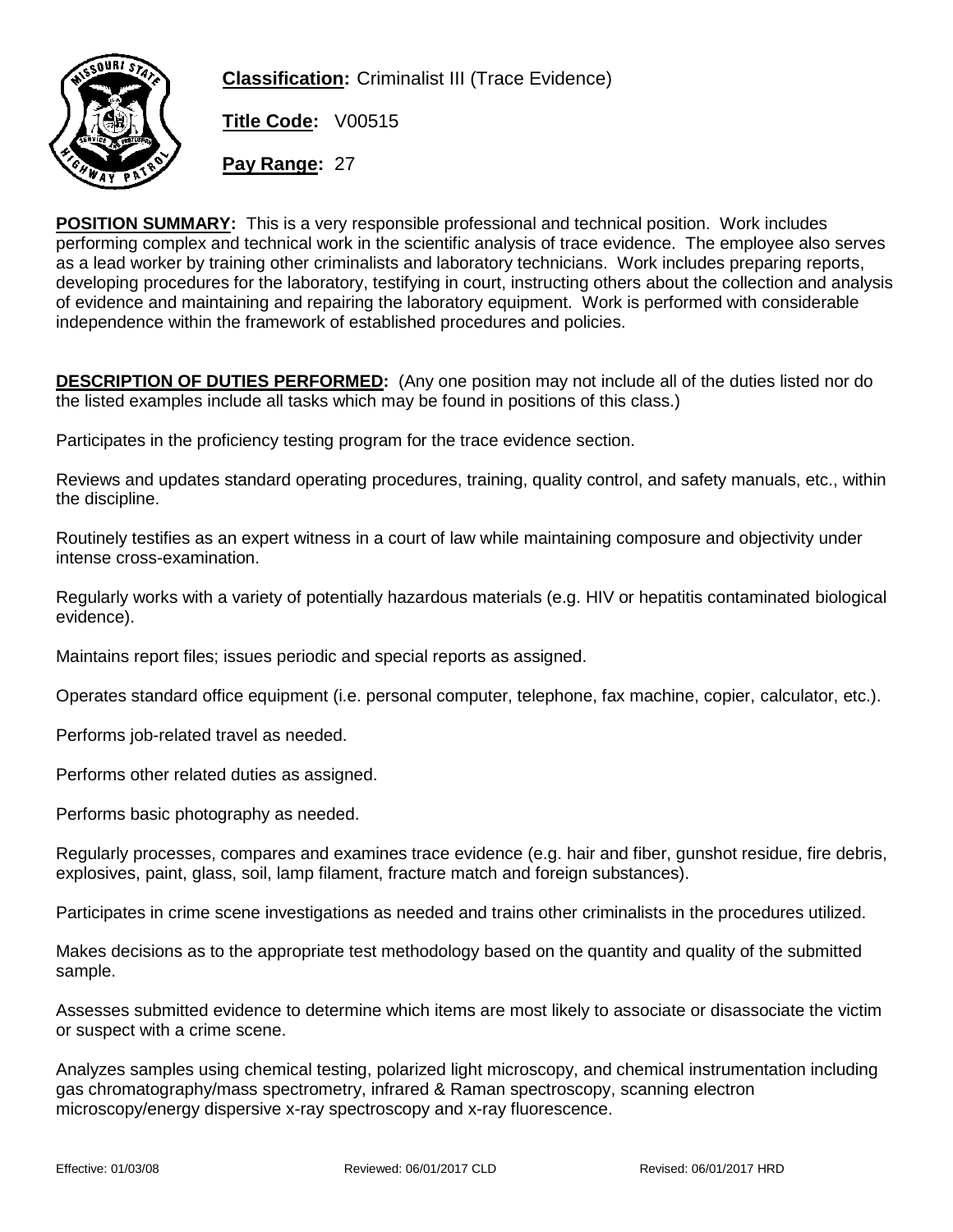**Classification:** Criminalist III (Trace Evidence)

**Title Code:** V00515

**Pay Range:** 27

**POSITION SUMMARY:** This is a very responsible professional and technical position. Work includes performing complex and technical work in the scientific analysis of trace evidence. The employee also serves as a lead worker by training other criminalists and laboratory technicians. Work includes preparing reports, developing procedures for the laboratory, testifying in court, instructing others about the collection and analysis of evidence and maintaining and repairing the laboratory equipment. Work is performed with considerable independence within the framework of established procedures and policies.

**DESCRIPTION OF DUTIES PERFORMED:** (Any one position may not include all of the duties listed nor do the listed examples include all tasks which may be found in positions of this class.)

Participates in the proficiency testing program for the trace evidence section.

Reviews and updates standard operating procedures, training, quality control, and safety manuals, etc., within the discipline.

Routinely testifies as an expert witness in a court of law while maintaining composure and objectivity under intense cross-examination.

Regularly works with a variety of potentially hazardous materials (e.g. HIV or hepatitis contaminated biological evidence).

Maintains report files; issues periodic and special reports as assigned.

Operates standard office equipment (i.e. personal computer, telephone, fax machine, copier, calculator, etc.).

Performs job-related travel as needed.

Performs other related duties as assigned.

Performs basic photography as needed.

Regularly processes, compares and examines trace evidence (e.g. hair and fiber, gunshot residue, fire debris, explosives, paint, glass, soil, lamp filament, fracture match and foreign substances).

Participates in crime scene investigations as needed and trains other criminalists in the procedures utilized.

Makes decisions as to the appropriate test methodology based on the quantity and quality of the submitted sample.

Assesses submitted evidence to determine which items are most likely to associate or disassociate the victim or suspect with a crime scene.

Analyzes samples using chemical testing, polarized light microscopy, and chemical instrumentation including gas chromatography/mass spectrometry, infrared & Raman spectroscopy, scanning electron microscopy/energy dispersive x-ray spectroscopy and x-ray fluorescence.

Effective: 01/03/08 Reviewed: 06/01/2017 CLD Revised: 06/01/2017 HRD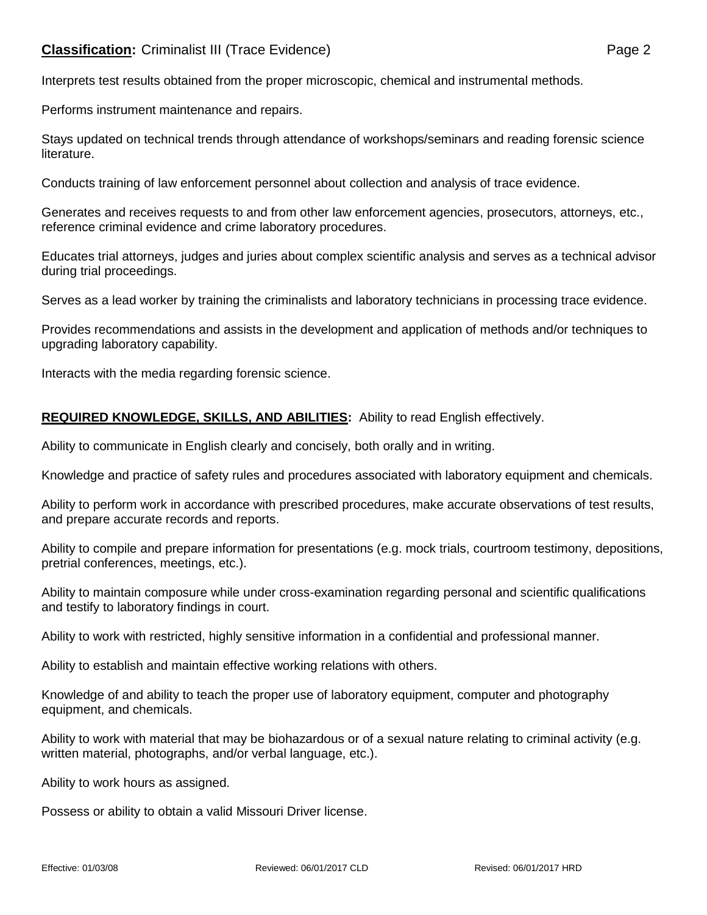Interprets test results obtained from the proper microscopic, chemical and instrumental methods.

Performs instrument maintenance and repairs.

Stays updated on technical trends through attendance of workshops/seminars and reading forensic science literature.

Conducts training of law enforcement personnel about collection and analysis of trace evidence.

Generates and receives requests to and from other law enforcement agencies, prosecutors, attorneys, etc., reference criminal evidence and crime laboratory procedures.

Educates trial attorneys, judges and juries about complex scientific analysis and serves as a technical advisor during trial proceedings.

Serves as a lead worker by training the criminalists and laboratory technicians in processing trace evidence.

Provides recommendations and assists in the development and application of methods and/or techniques to upgrading laboratory capability.

Interacts with the media regarding forensic science.

**REQUIRED KNOWLEDGE, SKILLS, AND ABILITIES:** Ability to read English effectively.

Ability to communicate in English clearly and concisely, both orally and in writing.

Knowledge and practice of safety rules and procedures associated with laboratory equipment and chemicals.

Ability to perform work in accordance with prescribed procedures, make accurate observations of test results, and prepare accurate records and reports.

Ability to compile and prepare information for presentations (e.g. mock trials, courtroom testimony, depositions, pretrial conferences, meetings, etc.).

Ability to maintain composure while under cross-examination regarding personal and scientific qualifications and testify to laboratory findings in court.

Ability to work with restricted, highly sensitive information in a confidential and professional manner.

Ability to establish and maintain effective working relations with others.

Knowledge of and ability to teach the proper use of laboratory equipment, computer and photography equipment, and chemicals.

Ability to work with material that may be biohazardous or of a sexual nature relating to criminal activity (e.g. written material, photographs, and/or verbal language, etc.).

Ability to work hours as assigned.

Possess or ability to obtain a valid Missouri Driver license.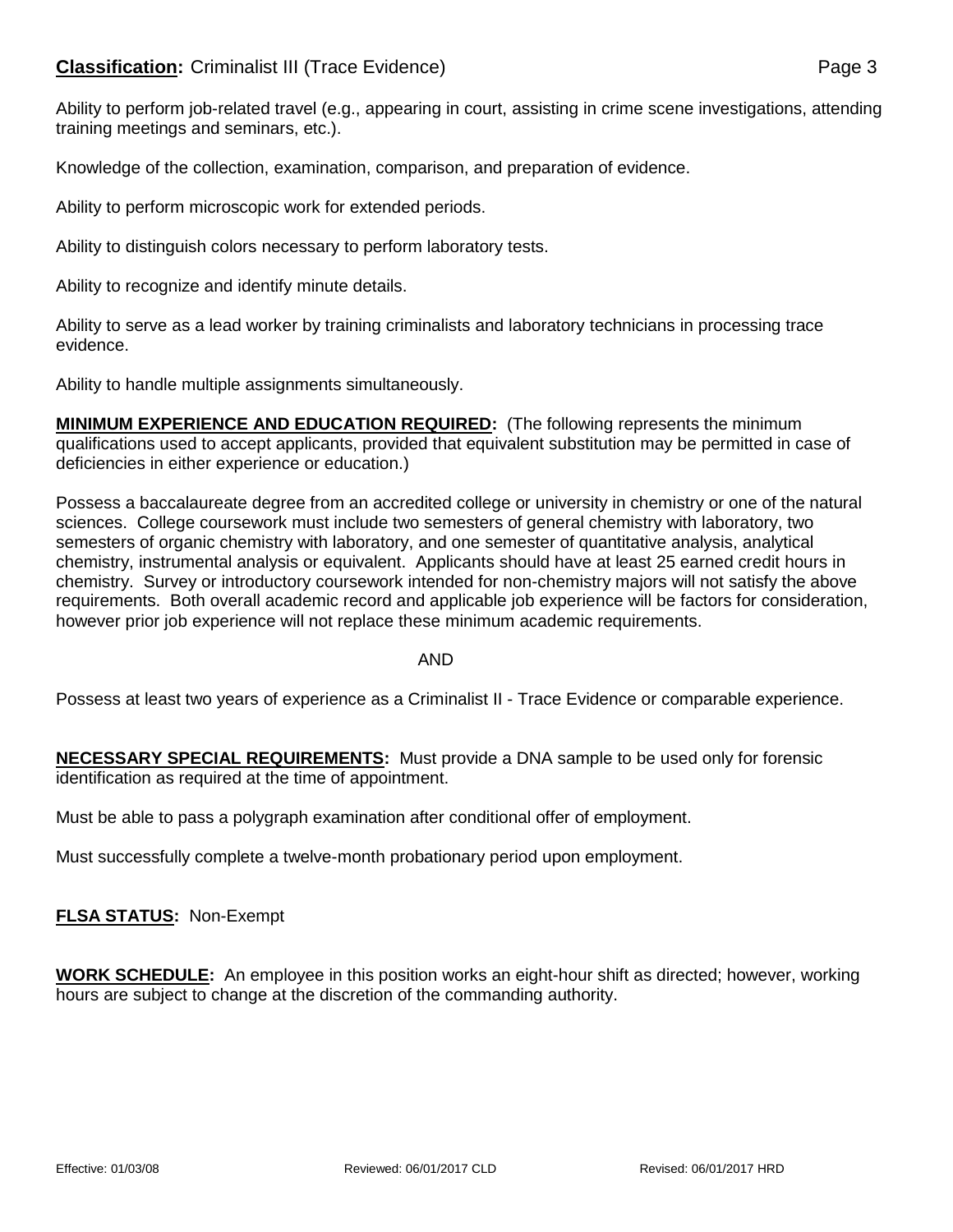Ability to perform job-related travel (e.g., appearing in court, assisting in crime scene investigations, attending training meetings and seminars, etc.).

Knowledge of the collection, examination, comparison, and preparation of evidence.

Ability to perform microscopic work for extended periods.

Ability to distinguish colors necessary to perform laboratory tests.

Ability to recognize and identify minute details.

Ability to serve as a lead worker by training criminalists and laboratory technicians in processing trace evidence.

Ability to handle multiple assignments simultaneously.

**MINIMUM EXPERIENCE AND EDUCATION REQUIRED:** (The following represents the minimum qualifications used to accept applicants, provided that equivalent substitution may be permitted in case of deficiencies in either experience or education.)

Possess a baccalaureate degree from an accredited college or university in chemistry or one of the natural sciences. College coursework must include two semesters of general chemistry with laboratory, two semesters of organic chemistry with laboratory, and one semester of quantitative analysis, analytical chemistry, instrumental analysis or equivalent. Applicants should have at least 25 earned credit hours in chemistry. Survey or introductory coursework intended for non-chemistry majors will not satisfy the above requirements. Both overall academic record and applicable job experience will be factors for consideration, however prior job experience will not replace these minimum academic requirements.

AND

Possess at least two years of experience as a Criminalist II - Trace Evidence or comparable experience.

**NECESSARY SPECIAL REQUIREMENTS:** Must provide a DNA sample to be used only for forensic identification as required at the time of appointment.

Must be able to pass a polygraph examination after conditional offer of employment.

Must successfully complete a twelve-month probationary period upon employment.

**FLSA STATUS:** Non-Exempt

**WORK SCHEDULE:** An employee in this position works an eight-hour shift as directed; however, working hours are subject to change at the discretion of the commanding authority.

Effective: 01/03/08 Reviewed: 06/01/2017 CLD Revised: 06/01/2017 HRD